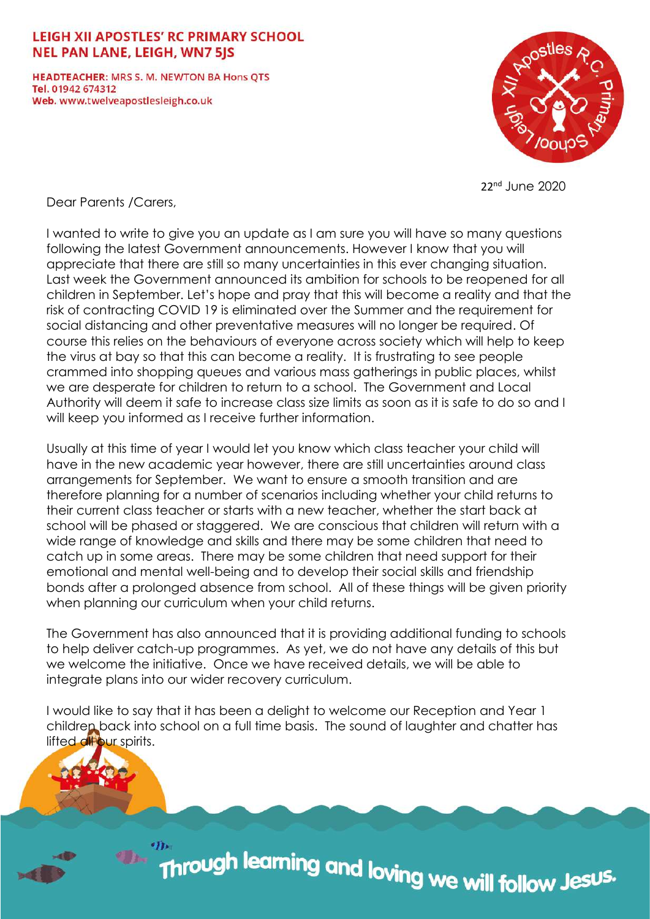**LEIGH XII APOSTLES' RC PRIMARY SCHOOL**
**NEL PAN LANE, LEIGH, WN7 5JS**

**HEADTEACHER:** MRS S. M. NEWTON BA Hons QTS
**Tel.** 01942 674312
**Web.** www.twelveapostlesleigh.co.uk

22nd June 2020

Dear Parents /Carers,

I wanted to write to give you an update as I am sure you will have so many questions following the latest Government announcements. However I know that you will appreciate that there are still so many uncertainties in this ever changing situation. Last week the Government announced its ambition for schools to be reopened for all children in September. Let's hope and pray that this will become a reality and that the risk of contracting COVID 19 is eliminated over the Summer and the requirement for social distancing and other preventative measures will no longer be required. Of course this relies on the behaviours of everyone across society which will help to keep the virus at bay so that this can become a reality. It is frustrating to see people crammed into shopping queues and various mass gatherings in public places, whilst we are desperate for children to return to a school. The Government and Local Authority will deem it safe to increase class size limits as soon as it is safe to do so and I will keep you informed as I receive further information.

Usually at this time of year I would let you know which class teacher your child will have in the new academic year however, there are still uncertainties around class arrangements for September. We want to ensure a smooth transition and are therefore planning for a number of scenarios including whether your child returns to their current class teacher or starts with a new teacher, whether the start back at school will be phased or staggered. We are conscious that children will return with a wide range of knowledge and skills and there may be some children that need to catch up in some areas. There may be some children that need support for their emotional and mental well-being and to develop their social skills and friendship bonds after a prolonged absence from school. All of these things will be given priority when planning our curriculum when your child returns.

The Government has also announced that it is providing additional funding to schools to help deliver catch-up programmes. As yet, we do not have any details of this but we welcome the initiative. Once we have received details, we will be able to integrate plans into our wider recovery curriculum.

I would like to say that it has been a delight to welcome our Reception and Year 1 children back into school on a full time basis. The sound of laughter and chatter has lifted all our spirits.

Through learning and loving we will follow Jesus.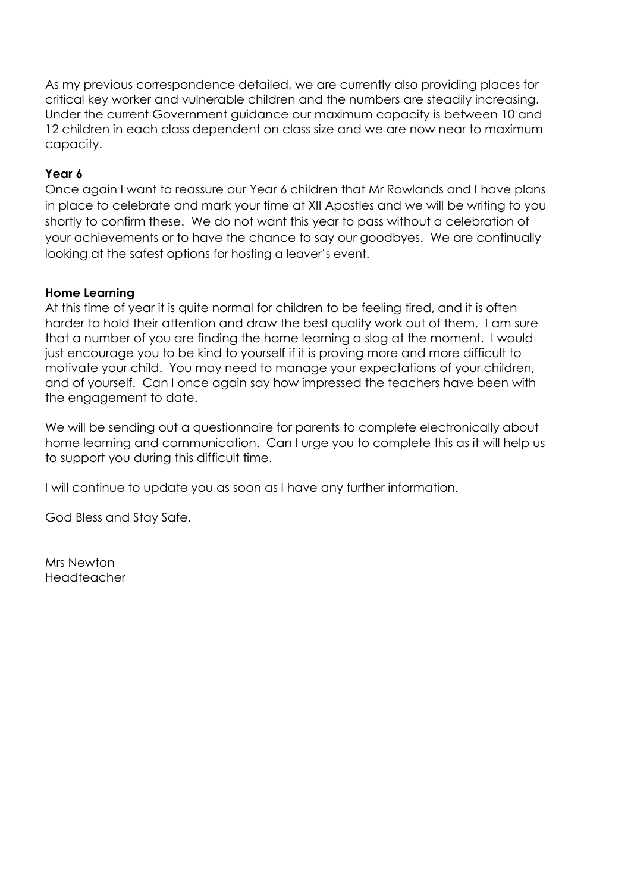As my previous correspondence detailed, we are currently also providing places for critical key worker and vulnerable children and the numbers are steadily increasing. Under the current Government guidance our maximum capacity is between 10 and 12 children in each class dependent on class size and we are now near to maximum capacity.

**Year 6**

Once again I want to reassure our Year 6 children that Mr Rowlands and I have plans in place to celebrate and mark your time at XII Apostles and we will be writing to you shortly to confirm these. We do not want this year to pass without a celebration of your achievements or to have the chance to say our goodbyes. We are continually looking at the safest options for hosting a leaver's event.

**Home Learning**

At this time of year it is quite normal for children to be feeling tired, and it is often harder to hold their attention and draw the best quality work out of them. I am sure that a number of you are finding the home learning a slog at the moment. I would just encourage you to be kind to yourself if it is proving more and more difficult to motivate your child. You may need to manage your expectations of your children, and of yourself. Can I once again say how impressed the teachers have been with the engagement to date.

We will be sending out a questionnaire for parents to complete electronically about home learning and communication. Can I urge you to complete this as it will help us to support you during this difficult time.

I will continue to update you as soon as I have any further information.

God Bless and Stay Safe.

Mrs Newton
Headteacher